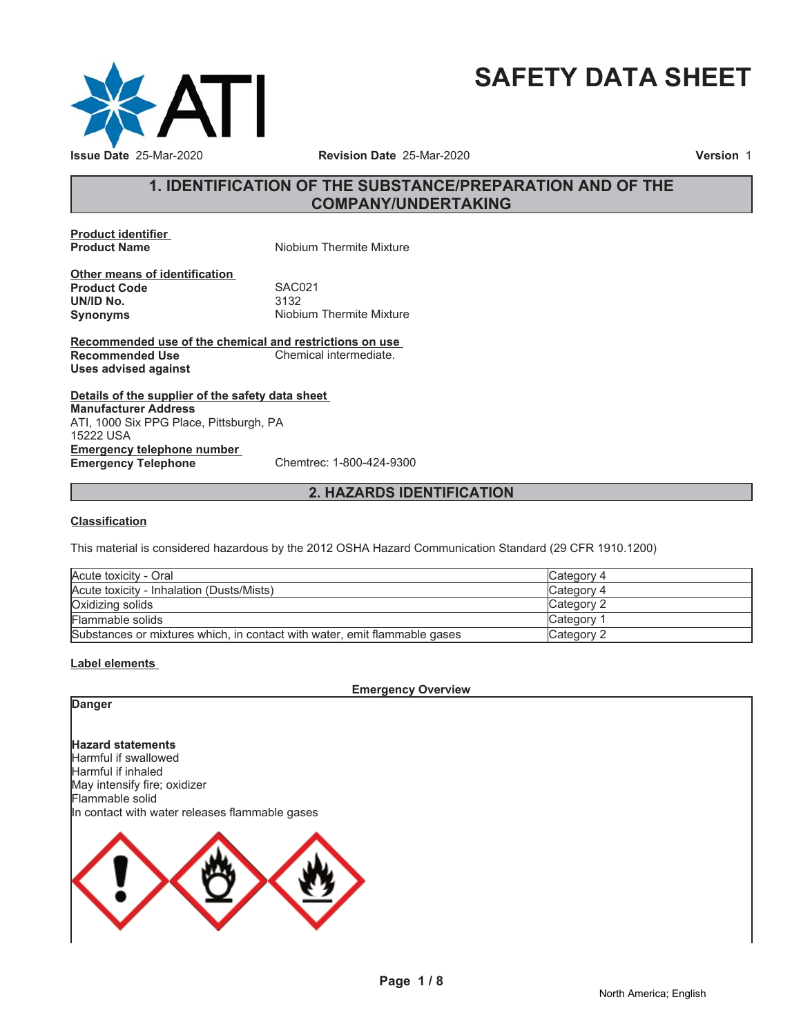# SAFETY DATA SHEET

**Issue Date** 25-Mar-2020 **Revision Date** 25-Mar-2020 **Version** 1

## 1. IDENTIFICATION OF THE SUBSTANCE/PREPARATION AND OF THE COMPANY/UNDERTAKING

**Product identifier**

**Product Name** Niobium Thermite Mixture

**Other means of identification**

**Product Code** SAC021

**UN/ID No.** 3132

**Synonyms** Niobium Thermite Mixture

**Recommended use of the chemical and restrictions on use**

**Recommended Use** Chemical intermediate.

**Uses advised against**

**Details of the supplier of the safety data sheet**

**Manufacturer Address**

ATI, 1000 Six PPG Place, Pittsburgh, PA
15222 USA

**Emergency telephone number**

**Emergency Telephone** Chemtrec: 1-800-424-9300

## 2. HAZARDS IDENTIFICATION

### Classification

This material is considered hazardous by the 2012 OSHA Hazard Communication Standard (29 CFR 1910.1200)

| | |
|---|---|
| Acute toxicity - Oral | Category 4 |
| Acute toxicity - Inhalation (Dusts/Mists) | Category 4 |
| Oxidizing solids | Category 2 |
| Flammable solids | Category 1 |
| Substances or mixtures which, in contact with water, emit flammable gases | Category 2 |

### Label elements

**Emergency Overview**

**Danger**

**Hazard statements**

Harmful if swallowed

Harmful if inhaled

May intensify fire; oxidizer

Flammable solid

In contact with water releases flammable gases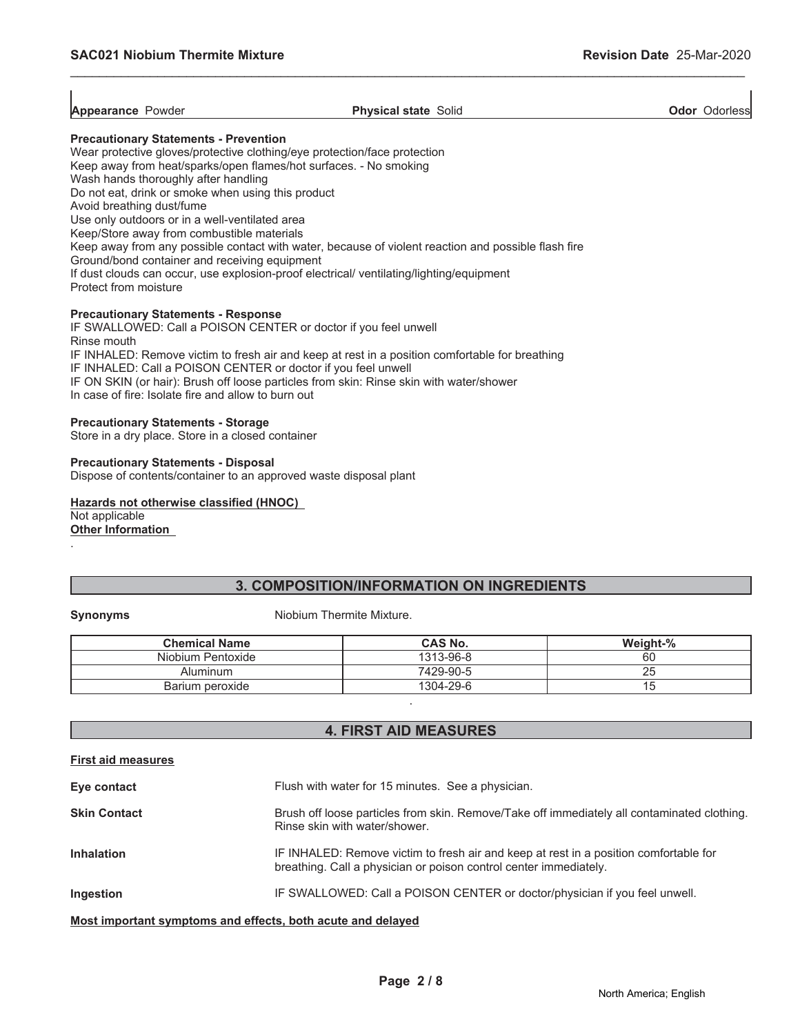**Appearance** Powder | **Physical state** Solid | **Odor** Odorless

**Precautionary Statements - Prevention**

Wear protective gloves/protective clothing/eye protection/face protection
Keep away from heat/sparks/open flames/hot surfaces. - No smoking
Wash hands thoroughly after handling
Do not eat, drink or smoke when using this product
Avoid breathing dust/fume
Use only outdoors or in a well-ventilated area
Keep/Store away from combustible materials
Keep away from any possible contact with water, because of violent reaction and possible flash fire
Ground/bond container and receiving equipment
If dust clouds can occur, use explosion-proof electrical/ ventilating/lighting/equipment
Protect from moisture

**Precautionary Statements - Response**

IF SWALLOWED: Call a POISON CENTER or doctor if you feel unwell
Rinse mouth
IF INHALED: Remove victim to fresh air and keep at rest in a position comfortable for breathing
IF INHALED: Call a POISON CENTER or doctor if you feel unwell
IF ON SKIN (or hair): Brush off loose particles from skin: Rinse skin with water/shower
In case of fire: Isolate fire and allow to burn out

**Precautionary Statements - Storage**

Store in a dry place. Store in a closed container

**Precautionary Statements - Disposal**

Dispose of contents/container to an approved waste disposal plant

**Hazards not otherwise classified (HNOC)**

Not applicable

**Other Information**

.

## 3. COMPOSITION/INFORMATION ON INGREDIENTS

**Synonyms** Niobium Thermite Mixture.

| Chemical Name | CAS No. | Weight-% |
|---|---|---|
| Niobium Pentoxide | 1313-96-8 | 60 |
| Aluminum | 7429-90-5 | 25 |
| Barium peroxide | 1304-29-6 | 15 |

.

## 4. FIRST AID MEASURES

**First aid measures**

**Eye contact** Flush with water for 15 minutes. See a physician.

**Skin Contact** Brush off loose particles from skin. Remove/Take off immediately all contaminated clothing. Rinse skin with water/shower.

**Inhalation** IF INHALED: Remove victim to fresh air and keep at rest in a position comfortable for breathing. Call a physician or poison control center immediately.

**Ingestion** IF SWALLOWED: Call a POISON CENTER or doctor/physician if you feel unwell.

**Most important symptoms and effects, both acute and delayed**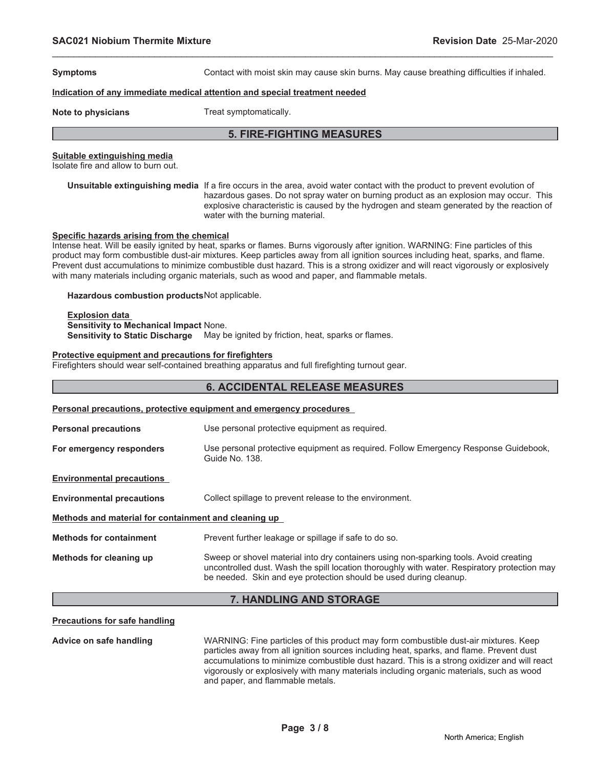**Symptoms** Contact with moist skin may cause skin burns. May cause breathing difficulties if inhaled.

**Indication of any immediate medical attention and special treatment needed**

**Note to physicians** Treat symptomatically.

## 5. FIRE-FIGHTING MEASURES

**Suitable extinguishing media**

Isolate fire and allow to burn out.

**Unsuitable extinguishing media** If a fire occurs in the area, avoid water contact with the product to prevent evolution of hazardous gases. Do not spray water on burning product as an explosion may occur. This explosive characteristic is caused by the hydrogen and steam generated by the reaction of water with the burning material.

**Specific hazards arising from the chemical**

Intense heat. Will be easily ignited by heat, sparks or flames. Burns vigorously after ignition. WARNING: Fine particles of this product may form combustible dust-air mixtures. Keep particles away from all ignition sources including heat, sparks, and flame. Prevent dust accumulations to minimize combustible dust hazard. This is a strong oxidizer and will react vigorously or explosively with many materials including organic materials, such as wood and paper, and flammable metals.

**Hazardous combustion products** Not applicable.

**Explosion data**

**Sensitivity to Mechanical Impact** None.

**Sensitivity to Static Discharge** May be ignited by friction, heat, sparks or flames.

**Protective equipment and precautions for firefighters**

Firefighters should wear self-contained breathing apparatus and full firefighting turnout gear.

## 6. ACCIDENTAL RELEASE MEASURES

**Personal precautions, protective equipment and emergency procedures**

**Personal precautions** Use personal protective equipment as required.

**For emergency responders** Use personal protective equipment as required. Follow Emergency Response Guidebook, Guide No. 138.

**Environmental precautions**

**Environmental precautions** Collect spillage to prevent release to the environment.

**Methods and material for containment and cleaning up**

**Methods for containment** Prevent further leakage or spillage if safe to do so.

**Methods for cleaning up** Sweep or shovel material into dry containers using non-sparking tools. Avoid creating uncontrolled dust. Wash the spill location thoroughly with water. Respiratory protection may be needed. Skin and eye protection should be used during cleanup.

## 7. HANDLING AND STORAGE

**Precautions for safe handling**

**Advice on safe handling** WARNING: Fine particles of this product may form combustible dust-air mixtures. Keep particles away from all ignition sources including heat, sparks, and flame. Prevent dust accumulations to minimize combustible dust hazard. This is a strong oxidizer and will react vigorously or explosively with many materials including organic materials, such as wood and paper, and flammable metals.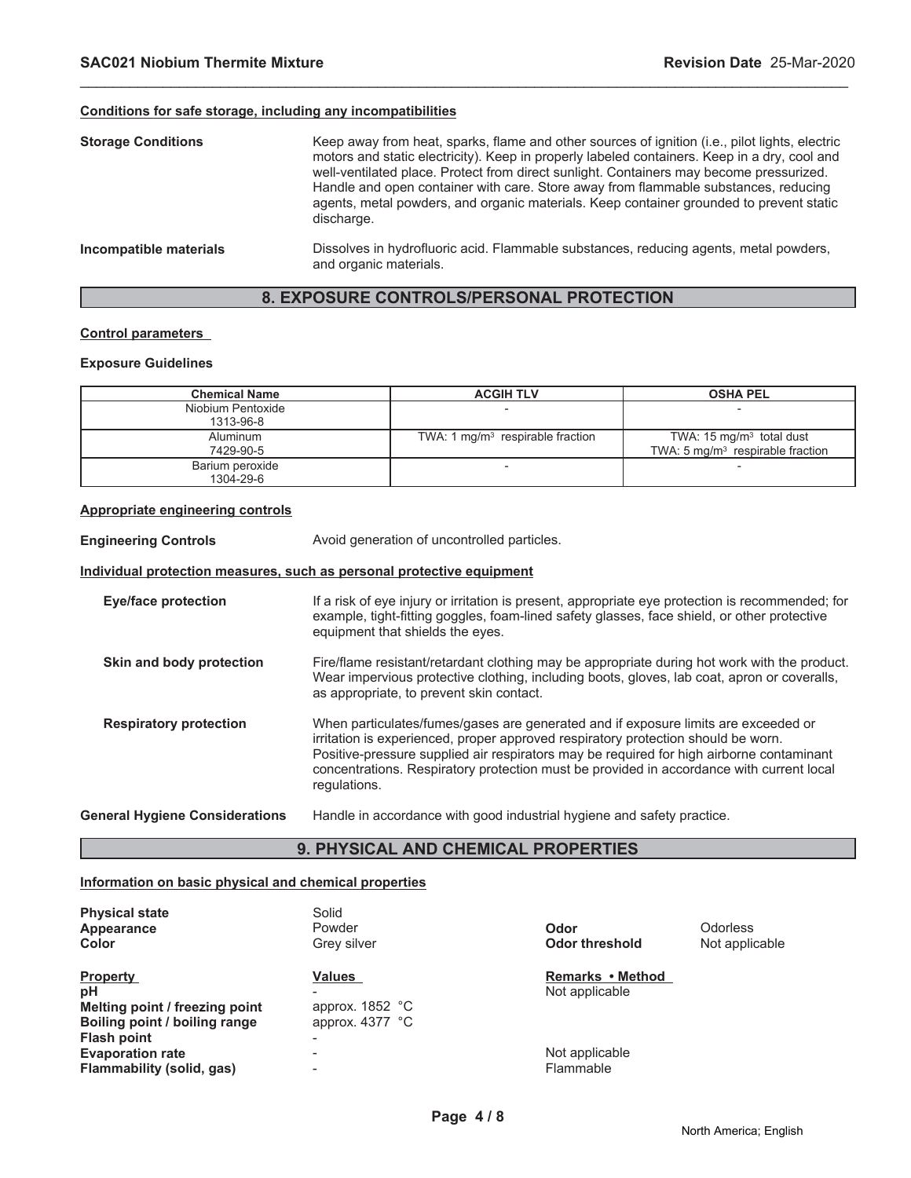#### Conditions for safe storage, including any incompatibilities

**Storage Conditions**

Keep away from heat, sparks, flame and other sources of ignition (i.e., pilot lights, electric motors and static electricity). Keep in properly labeled containers. Keep in a dry, cool and well-ventilated place. Protect from direct sunlight. Containers may become pressurized. Handle and open container with care. Store away from flammable substances, reducing agents, metal powders, and organic materials. Keep container grounded to prevent static discharge.

**Incompatible materials**

Dissolves in hydrofluoric acid. Flammable substances, reducing agents, metal powders, and organic materials.

## 8. EXPOSURE CONTROLS/PERSONAL PROTECTION

#### Control parameters

**Exposure Guidelines**

| Chemical Name | ACGIH TLV | OSHA PEL |
|---|---|---|
| Niobium Pentoxide 1313-96-8 | - | - |
| Aluminum 7429-90-5 | TWA: 1 mg/m$^3$ respirable fraction | TWA: 15 mg/m$^3$ total dust TWA: 5 mg/m$^3$ respirable fraction |
| Barium peroxide 1304-29-6 | - | - |

#### Appropriate engineering controls

**Engineering Controls**

Avoid generation of uncontrolled particles.

#### Individual protection measures, such as personal protective equipment

**Eye/face protection**

If a risk of eye injury or irritation is present, appropriate eye protection is recommended; for example, tight-fitting goggles, foam-lined safety glasses, face shield, or other protective equipment that shields the eyes.

**Skin and body protection**

Fire/flame resistant/retardant clothing may be appropriate during hot work with the product. Wear impervious protective clothing, including boots, gloves, lab coat, apron or coveralls, as appropriate, to prevent skin contact.

**Respiratory protection**

When particulates/fumes/gases are generated and if exposure limits are exceeded or irritation is experienced, proper approved respiratory protection should be worn. Positive-pressure supplied air respirators may be required for high airborne contaminant concentrations. Respiratory protection must be provided in accordance with current local regulations.

**General Hygiene Considerations**

Handle in accordance with good industrial hygiene and safety practice.

## 9. PHYSICAL AND CHEMICAL PROPERTIES

#### Information on basic physical and chemical properties

| | | | |
|---|---|---|---|
| **Physical state** | Solid | | |
| **Appearance** | Powder | **Odor** | Odorless |
| **Color** | Grey silver | **Odor threshold** | Not applicable |

| Property | Values | Remarks • Method |
|---|---|---|
| **pH** | - | Not applicable |
| **Melting point / freezing point** | approx. 1852 °C | |
| **Boiling point / boiling range** | approx. 4377 °C | |
| **Flash point** | - | |
| **Evaporation rate** | - | Not applicable |
| **Flammability (solid, gas)** | - | Flammable |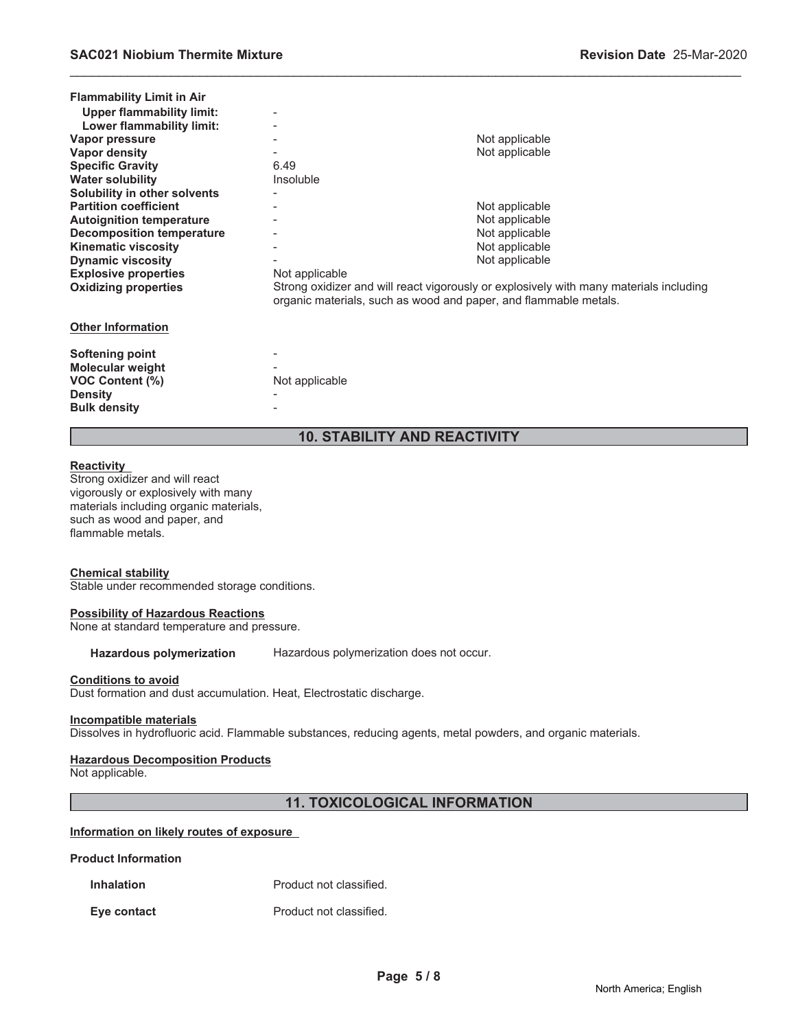| | | |
|---|---|---|
| **Flammability Limit in Air** | | |
| **Upper flammability limit:** | - | |
| **Lower flammability limit:** | - | |
| **Vapor pressure** | - | Not applicable |
| **Vapor density** | - | Not applicable |
| **Specific Gravity** | 6.49 | |
| **Water solubility** | Insoluble | |
| **Solubility in other solvents** | - | |
| **Partition coefficient** | - | Not applicable |
| **Autoignition temperature** | - | Not applicable |
| **Decomposition temperature** | - | Not applicable |
| **Kinematic viscosity** | - | Not applicable |
| **Dynamic viscosity** | - | Not applicable |
| **Explosive properties** | Not applicable | |
| **Oxidizing properties** | Strong oxidizer and will react vigorously or explosively with many materials including organic materials, such as wood and paper, and flammable metals. | |

**Other Information**

| | |
|---|---|
| **Softening point** | - |
| **Molecular weight** | - |
| **VOC Content (%)** | Not applicable |
| **Density** | - |
| **Bulk density** | - |

## 10. STABILITY AND REACTIVITY

**Reactivity**

Strong oxidizer and will react vigorously or explosively with many materials including organic materials, such as wood and paper, and flammable metals.

**Chemical stability**

Stable under recommended storage conditions.

**Possibility of Hazardous Reactions**

None at standard temperature and pressure.

**Hazardous polymerization** Hazardous polymerization does not occur.

**Conditions to avoid**

Dust formation and dust accumulation. Heat, Electrostatic discharge.

**Incompatible materials**

Dissolves in hydrofluoric acid. Flammable substances, reducing agents, metal powders, and organic materials.

**Hazardous Decomposition Products**

Not applicable.

## 11. TOXICOLOGICAL INFORMATION

**Information on likely routes of exposure**

**Product Information**

| | |
|---|---|
| **Inhalation** | Product not classified. |
| **Eye contact** | Product not classified. |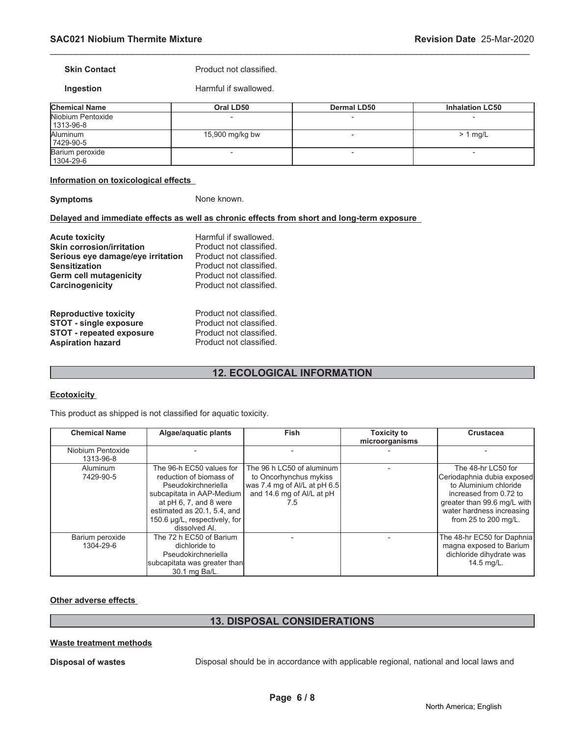**Skin Contact** Product not classified.

**Ingestion** Harmful if swallowed.

| Chemical Name | Oral LD50 | Dermal LD50 | Inhalation LC50 |
|---|---|---|---|
| Niobium Pentoxide 1313-96-8 | - | - | - |
| Aluminum 7429-90-5 | 15,900 mg/kg bw | - | > 1 mg/L |
| Barium peroxide 1304-29-6 | - | - | - |

**Information on toxicological effects**

**Symptoms** None known.

**Delayed and immediate effects as well as chronic effects from short and long-term exposure**

**Acute toxicity** Harmful if swallowed.
**Skin corrosion/irritation** Product not classified.
**Serious eye damage/eye irritation** Product not classified.
**Sensitization** Product not classified.
**Germ cell mutagenicity** Product not classified.
**Carcinogenicity** Product not classified.

**Reproductive toxicity** Product not classified.
**STOT - single exposure** Product not classified.
**STOT - repeated exposure** Product not classified.
**Aspiration hazard** Product not classified.

## 12. ECOLOGICAL INFORMATION

**Ecotoxicity**

This product as shipped is not classified for aquatic toxicity.

| Chemical Name | Algae/aquatic plants | Fish | Toxicity to microorganisms | Crustacea |
|---|---|---|---|---|
| Niobium Pentoxide 1313-96-8 | - | - | - | - |
| Aluminum 7429-90-5 | The 96-h EC50 values for reduction of biomass of Pseudokirchneriella subcapitata in AAP-Medium at pH 6, 7, and 8 were estimated as 20.1, 5.4, and 150.6 µg/L, respectively, for dissolved Al. | The 96 h LC50 of aluminum to Oncorhynchus mykiss was 7.4 mg of Al/L at pH 6.5 and 14.6 mg of Al/L at pH 7.5 | - | The 48-hr LC50 for Ceriodaphnia dubia exposed to Aluminium chloride increased from 0.72 to greater than 99.6 mg/L with water hardness increasing from 25 to 200 mg/L. |
| Barium peroxide 1304-29-6 | The 72 h EC50 of Barium dichloride to Pseudokirchneriella subcapitata was greater than 30.1 mg Ba/L. | - | - | The 48-hr EC50 for Daphnia magna exposed to Barium dichloride dihydrate was 14.5 mg/L. |

**Other adverse effects**

## 13. DISPOSAL CONSIDERATIONS

**Waste treatment methods**

**Disposal of wastes** Disposal should be in accordance with applicable regional, national and local laws and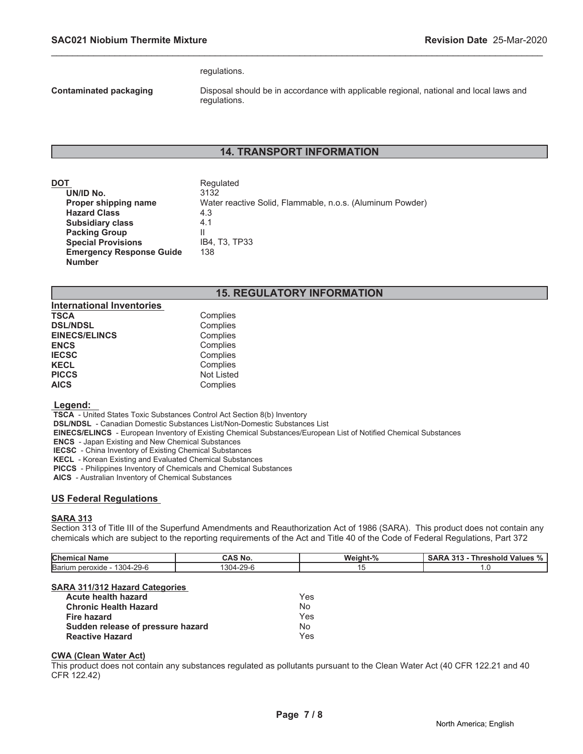regulations.

**Contaminated packaging** Disposal should be in accordance with applicable regional, national and local laws and regulations.

## 14. TRANSPORT INFORMATION

**DOT** Regulated

| | |
|---|---|
| **UN/ID No.** | 3132 |
| **Proper shipping name** | Water reactive Solid, Flammable, n.o.s. (Aluminum Powder) |
| **Hazard Class** | 4.3 |
| **Subsidiary class** | 4.1 |
| **Packing Group** | II |
| **Special Provisions** | IB4, T3, TP33 |
| **Emergency Response Guide Number** | 138 |

## 15. REGULATORY INFORMATION

**International Inventories**

| | |
|---|---|
| **TSCA** | Complies |
| **DSL/NDSL** | Complies |
| **EINECS/ELINCS** | Complies |
| **ENCS** | Complies |
| **IECSC** | Complies |
| **KECL** | Complies |
| **PICCS** | Not Listed |
| **AICS** | Complies |

**Legend:**

**TSCA** - United States Toxic Substances Control Act Section 8(b) Inventory
**DSL/NDSL** - Canadian Domestic Substances List/Non-Domestic Substances List
**EINECS/ELINCS** - European Inventory of Existing Chemical Substances/European List of Notified Chemical Substances
**ENCS** - Japan Existing and New Chemical Substances
**IECSC** - China Inventory of Existing Chemical Substances
**KECL** - Korean Existing and Evaluated Chemical Substances
**PICCS** - Philippines Inventory of Chemicals and Chemical Substances
**AICS** - Australian Inventory of Chemical Substances

### US Federal Regulations

**SARA 313**

Section 313 of Title III of the Superfund Amendments and Reauthorization Act of 1986 (SARA). This product does not contain any chemicals which are subject to the reporting requirements of the Act and Title 40 of the Code of Federal Regulations, Part 372

| Chemical Name | CAS No. | Weight-% | SARA 313 - Threshold Values % |
|---|---|---|---|
| Barium peroxide - 1304-29-6 | 1304-29-6 | 15 | 1.0 |

**SARA 311/312 Hazard Categories**

| | |
|---|---|
| **Acute health hazard** | Yes |
| **Chronic Health Hazard** | No |
| **Fire hazard** | Yes |
| **Sudden release of pressure hazard** | No |
| **Reactive Hazard** | Yes |

**CWA (Clean Water Act)**

This product does not contain any substances regulated as pollutants pursuant to the Clean Water Act (40 CFR 122.21 and 40 CFR 122.42)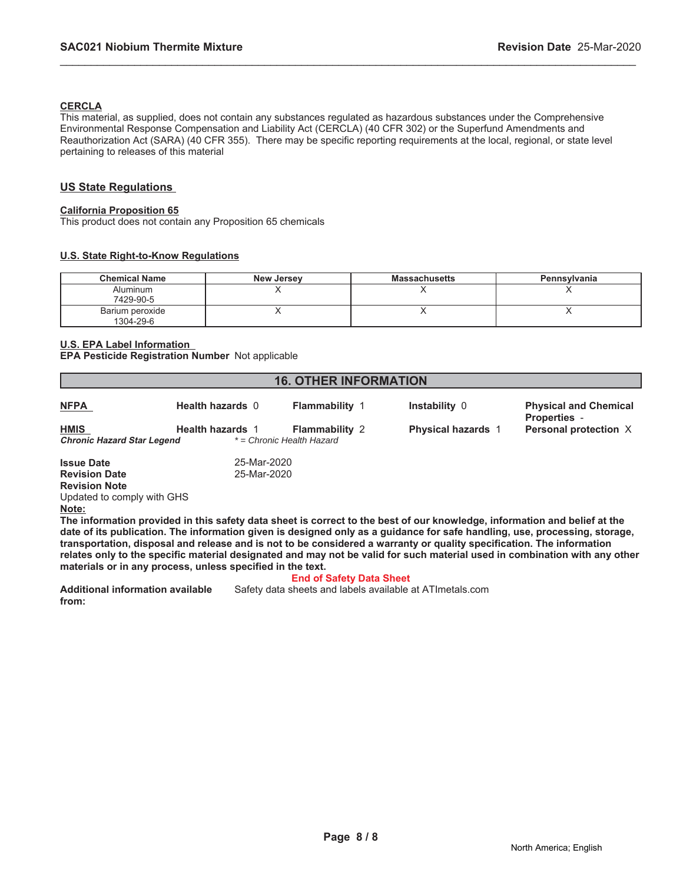**CERCLA**

This material, as supplied, does not contain any substances regulated as hazardous substances under the Comprehensive Environmental Response Compensation and Liability Act (CERCLA) (40 CFR 302) or the Superfund Amendments and Reauthorization Act (SARA) (40 CFR 355). There may be specific reporting requirements at the local, regional, or state level pertaining to releases of this material

## US State Regulations

**California Proposition 65**

This product does not contain any Proposition 65 chemicals

**U.S. State Right-to-Know Regulations**

| Chemical Name | New Jersey | Massachusetts | Pennsylvania |
|---|---|---|---|
| Aluminum<br>7429-90-5 | X | X | X |
| Barium peroxide<br>1304-29-6 | X | X | X |

**U.S. EPA Label Information**

**EPA Pesticide Registration Number** Not applicable

## 16. OTHER INFORMATION

| | | | | |
|---|---|---|---|---|
| **NFPA** | **Health hazards** 0 | **Flammability** 1 | **Instability** 0 | **Physical and Chemical Properties** - |
| **HMIS** | **Health hazards** 1 | **Flammability** 2 | **Physical hazards** 1 | **Personal protection** X |

***Chronic Hazard Star Legend*** *\* = Chronic Health Hazard*

**Issue Date** 25-Mar-2020

**Revision Date** 25-Mar-2020

**Revision Note**

Updated to comply with GHS

**Note:**

**The information provided in this safety data sheet is correct to the best of our knowledge, information and belief at the date of its publication. The information given is designed only as a guidance for safe handling, use, processing, storage, transportation, disposal and release and is not to be considered a warranty or quality specification. The information relates only to the specific material designated and may not be valid for such material used in combination with any other materials or in any process, unless specified in the text.**

**End of Safety Data Sheet**

**Additional information available from:** Safety data sheets and labels available at ATImetals.com